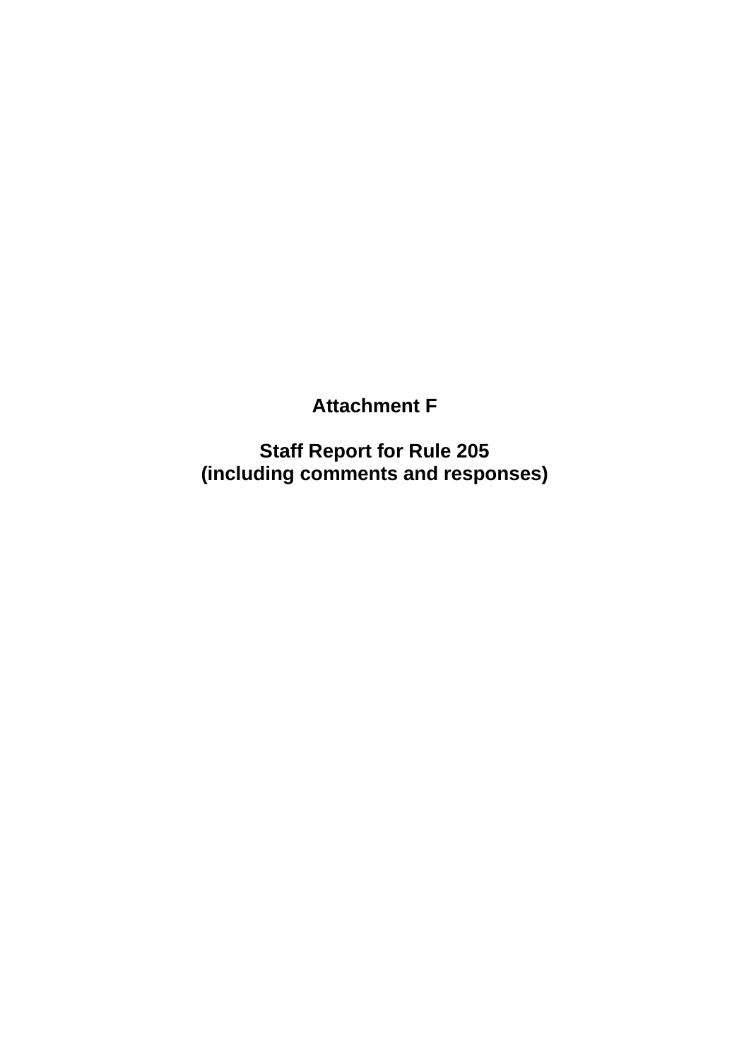# Attachment F

## Staff Report for Rule 205
## (including comments and responses)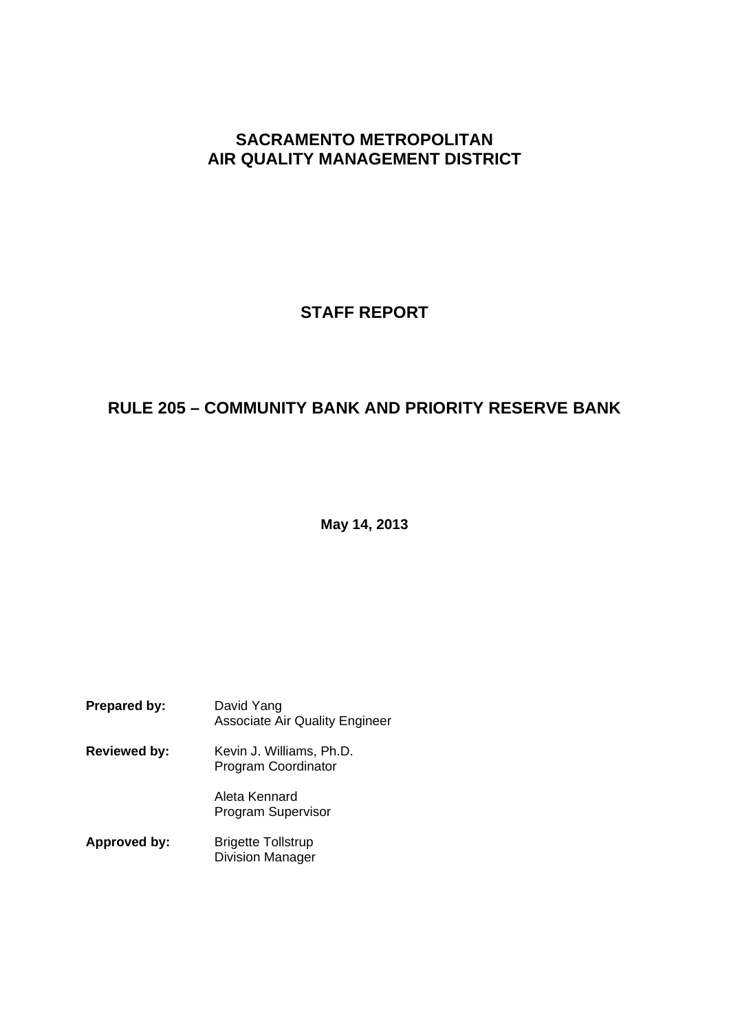# SACRAMENTO METROPOLITAN AIR QUALITY MANAGEMENT DISTRICT

## STAFF REPORT

## RULE 205 – COMMUNITY BANK AND PRIORITY RESERVE BANK

**May 14, 2013**

| | |
|---|---|
| **Prepared by:** | David Yang<br>Associate Air Quality Engineer |
| **Reviewed by:** | Kevin J. Williams, Ph.D.<br>Program Coordinator |
| | Aleta Kennard<br>Program Supervisor |
| **Approved by:** | Brigette Tollstrup<br>Division Manager |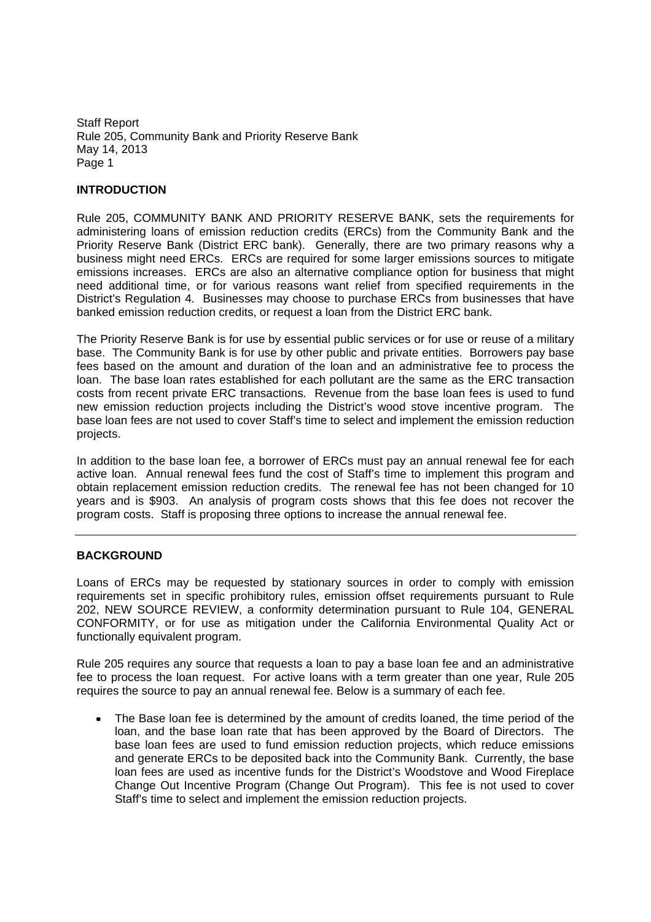## INTRODUCTION

Rule 205, COMMUNITY BANK AND PRIORITY RESERVE BANK, sets the requirements for administering loans of emission reduction credits (ERCs) from the Community Bank and the Priority Reserve Bank (District ERC bank). Generally, there are two primary reasons why a business might need ERCs. ERCs are required for some larger emissions sources to mitigate emissions increases. ERCs are also an alternative compliance option for business that might need additional time, or for various reasons want relief from specified requirements in the District's Regulation 4. Businesses may choose to purchase ERCs from businesses that have banked emission reduction credits, or request a loan from the District ERC bank.

The Priority Reserve Bank is for use by essential public services or for use or reuse of a military base. The Community Bank is for use by other public and private entities. Borrowers pay base fees based on the amount and duration of the loan and an administrative fee to process the loan. The base loan rates established for each pollutant are the same as the ERC transaction costs from recent private ERC transactions. Revenue from the base loan fees is used to fund new emission reduction projects including the District's wood stove incentive program. The base loan fees are not used to cover Staff's time to select and implement the emission reduction projects.

In addition to the base loan fee, a borrower of ERCs must pay an annual renewal fee for each active loan. Annual renewal fees fund the cost of Staff's time to implement this program and obtain replacement emission reduction credits. The renewal fee has not been changed for 10 years and is $903. An analysis of program costs shows that this fee does not recover the program costs. Staff is proposing three options to increase the annual renewal fee.

---

## BACKGROUND

Loans of ERCs may be requested by stationary sources in order to comply with emission requirements set in specific prohibitory rules, emission offset requirements pursuant to Rule 202, NEW SOURCE REVIEW, a conformity determination pursuant to Rule 104, GENERAL CONFORMITY, or for use as mitigation under the California Environmental Quality Act or functionally equivalent program.

Rule 205 requires any source that requests a loan to pay a base loan fee and an administrative fee to process the loan request. For active loans with a term greater than one year, Rule 205 requires the source to pay an annual renewal fee. Below is a summary of each fee.

- The Base loan fee is determined by the amount of credits loaned, the time period of the loan, and the base loan rate that has been approved by the Board of Directors. The base loan fees are used to fund emission reduction projects, which reduce emissions and generate ERCs to be deposited back into the Community Bank. Currently, the base loan fees are used as incentive funds for the District's Woodstove and Wood Fireplace Change Out Incentive Program (Change Out Program). This fee is not used to cover Staff's time to select and implement the emission reduction projects.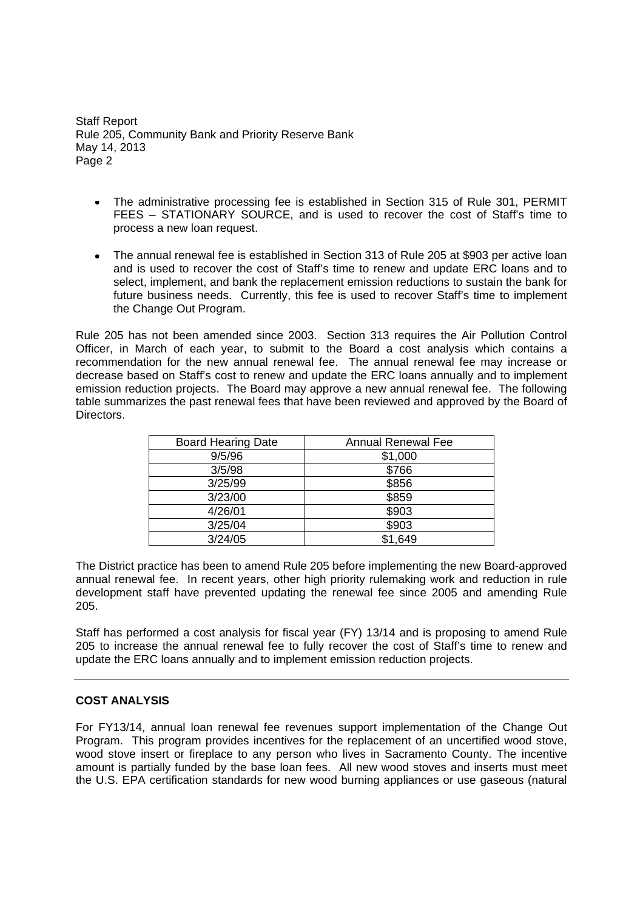- The administrative processing fee is established in Section 315 of Rule 301, PERMIT FEES – STATIONARY SOURCE, and is used to recover the cost of Staff's time to process a new loan request.

- The annual renewal fee is established in Section 313 of Rule 205 at $903 per active loan and is used to recover the cost of Staff's time to renew and update ERC loans and to select, implement, and bank the replacement emission reductions to sustain the bank for future business needs. Currently, this fee is used to recover Staff's time to implement the Change Out Program.

Rule 205 has not been amended since 2003. Section 313 requires the Air Pollution Control Officer, in March of each year, to submit to the Board a cost analysis which contains a recommendation for the new annual renewal fee. The annual renewal fee may increase or decrease based on Staff's cost to renew and update the ERC loans annually and to implement emission reduction projects. The Board may approve a new annual renewal fee. The following table summarizes the past renewal fees that have been reviewed and approved by the Board of Directors.

| Board Hearing Date | Annual Renewal Fee |
|---|---|
| 9/5/96 | $1,000 |
| 3/5/98 | $766 |
| 3/25/99 | $856 |
| 3/23/00 | $859 |
| 4/26/01 | $903 |
| 3/25/04 | $903 |
| 3/24/05 | $1,649 |

The District practice has been to amend Rule 205 before implementing the new Board-approved annual renewal fee. In recent years, other high priority rulemaking work and reduction in rule development staff have prevented updating the renewal fee since 2005 and amending Rule 205.

Staff has performed a cost analysis for fiscal year (FY) 13/14 and is proposing to amend Rule 205 to increase the annual renewal fee to fully recover the cost of Staff's time to renew and update the ERC loans annually and to implement emission reduction projects.

---

**COST ANALYSIS**

For FY13/14, annual loan renewal fee revenues support implementation of the Change Out Program. This program provides incentives for the replacement of an uncertified wood stove, wood stove insert or fireplace to any person who lives in Sacramento County. The incentive amount is partially funded by the base loan fees. All new wood stoves and inserts must meet the U.S. EPA certification standards for new wood burning appliances or use gaseous (natural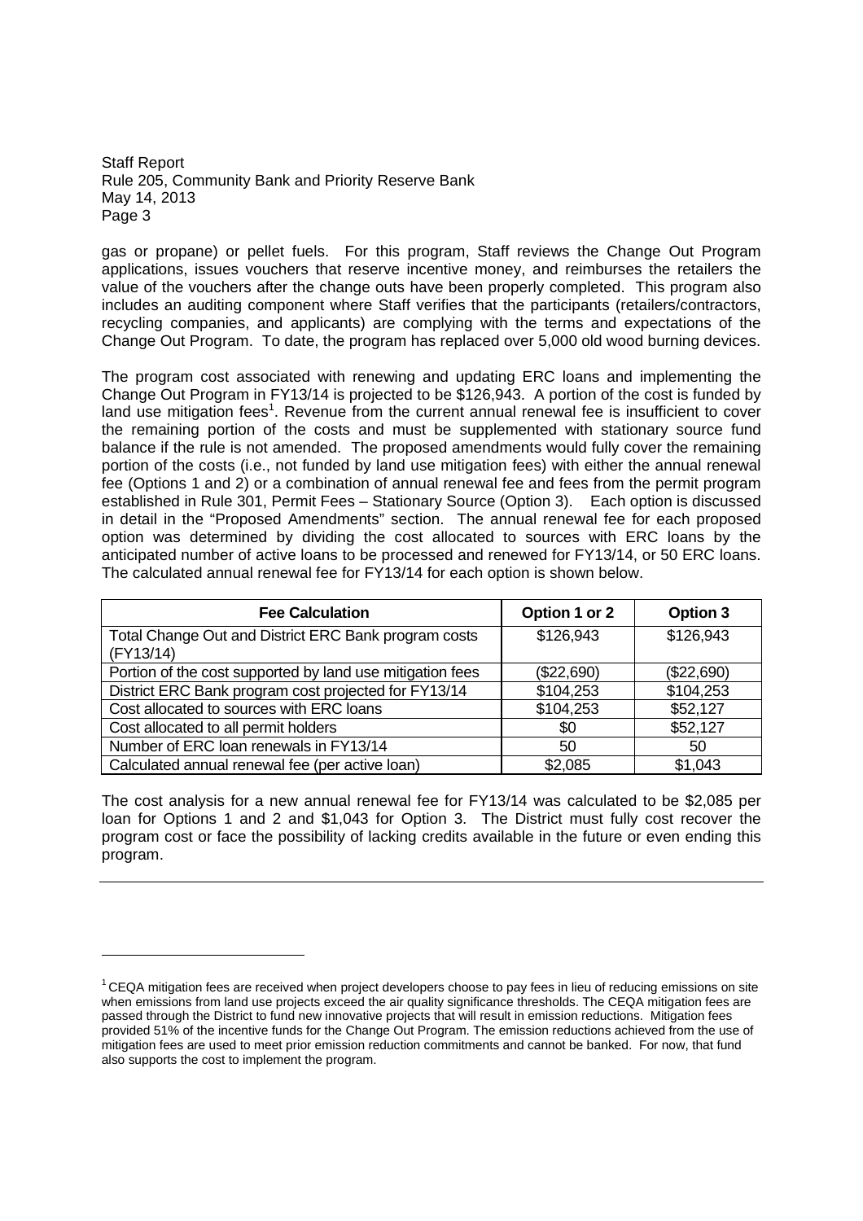gas or propane) or pellet fuels. For this program, Staff reviews the Change Out Program applications, issues vouchers that reserve incentive money, and reimburses the retailers the value of the vouchers after the change outs have been properly completed. This program also includes an auditing component where Staff verifies that the participants (retailers/contractors, recycling companies, and applicants) are complying with the terms and expectations of the Change Out Program. To date, the program has replaced over 5,000 old wood burning devices.

The program cost associated with renewing and updating ERC loans and implementing the Change Out Program in FY13/14 is projected to be $126,943. A portion of the cost is funded by land use mitigation fees[1]. Revenue from the current annual renewal fee is insufficient to cover the remaining portion of the costs and must be supplemented with stationary source fund balance if the rule is not amended. The proposed amendments would fully cover the remaining portion of the costs (i.e., not funded by land use mitigation fees) with either the annual renewal fee (Options 1 and 2) or a combination of annual renewal fee and fees from the permit program established in Rule 301, Permit Fees – Stationary Source (Option 3). Each option is discussed in detail in the "Proposed Amendments" section. The annual renewal fee for each proposed option was determined by dividing the cost allocated to sources with ERC loans by the anticipated number of active loans to be processed and renewed for FY13/14, or 50 ERC loans. The calculated annual renewal fee for FY13/14 for each option is shown below.

| Fee Calculation | Option 1 or 2 | Option 3 |
|---|---|---|
| Total Change Out and District ERC Bank program costs (FY13/14) | $126,943 | $126,943 |
| Portion of the cost supported by land use mitigation fees | ($22,690) | ($22,690) |
| District ERC Bank program cost projected for FY13/14 | $104,253 | $104,253 |
| Cost allocated to sources with ERC loans | $104,253 | $52,127 |
| Cost allocated to all permit holders | $0 | $52,127 |
| Number of ERC loan renewals in FY13/14 | 50 | 50 |
| Calculated annual renewal fee (per active loan) | $2,085 | $1,043 |

The cost analysis for a new annual renewal fee for FY13/14 was calculated to be $2,085 per loan for Options 1 and 2 and $1,043 for Option 3. The District must fully cost recover the program cost or face the possibility of lacking credits available in the future or even ending this program.

---

[1] CEQA mitigation fees are received when project developers choose to pay fees in lieu of reducing emissions on site when emissions from land use projects exceed the air quality significance thresholds. The CEQA mitigation fees are passed through the District to fund new innovative projects that will result in emission reductions. Mitigation fees provided 51% of the incentive funds for the Change Out Program. The emission reductions achieved from the use of mitigation fees are used to meet prior emission reduction commitments and cannot be banked. For now, that fund also supports the cost to implement the program.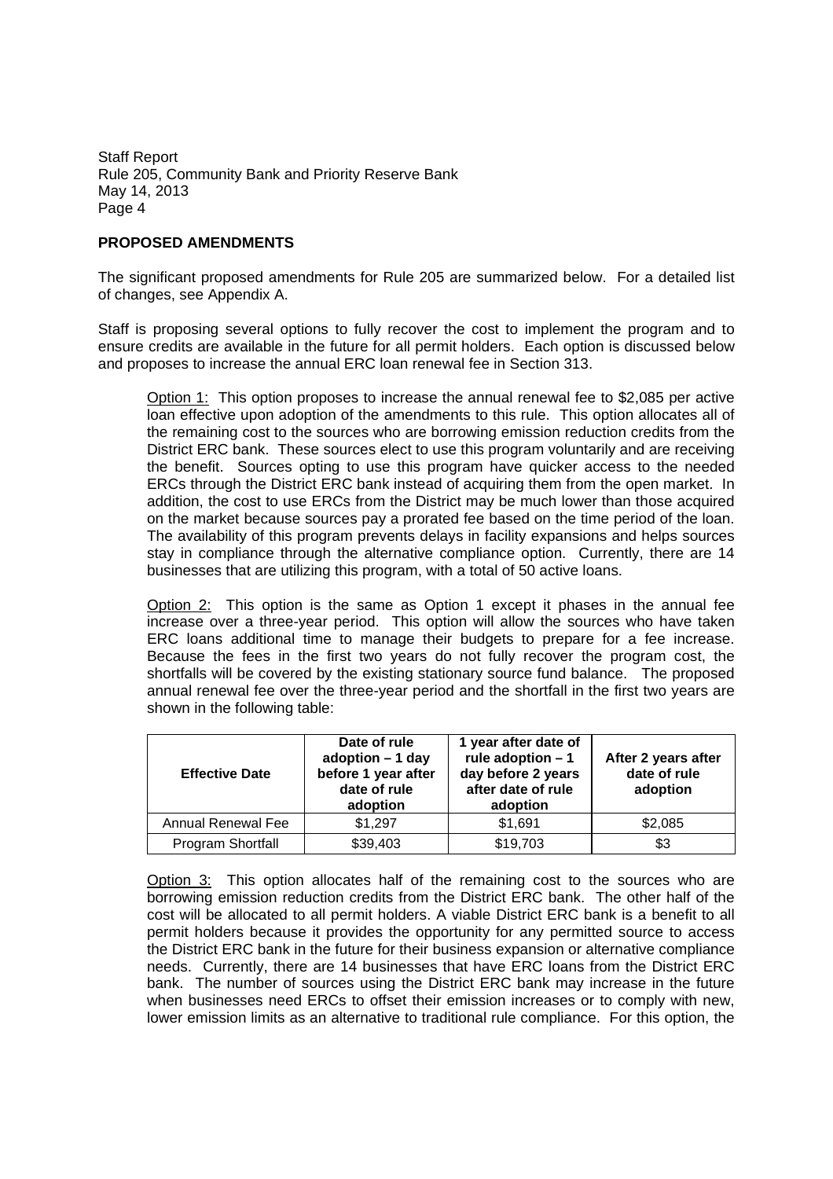## PROPOSED AMENDMENTS

The significant proposed amendments for Rule 205 are summarized below. For a detailed list of changes, see Appendix A.

Staff is proposing several options to fully recover the cost to implement the program and to ensure credits are available in the future for all permit holders. Each option is discussed below and proposes to increase the annual ERC loan renewal fee in Section 313.

Option 1: This option proposes to increase the annual renewal fee to $2,085 per active loan effective upon adoption of the amendments to this rule. This option allocates all of the remaining cost to the sources who are borrowing emission reduction credits from the District ERC bank. These sources elect to use this program voluntarily and are receiving the benefit. Sources opting to use this program have quicker access to the needed ERCs through the District ERC bank instead of acquiring them from the open market. In addition, the cost to use ERCs from the District may be much lower than those acquired on the market because sources pay a prorated fee based on the time period of the loan. The availability of this program prevents delays in facility expansions and helps sources stay in compliance through the alternative compliance option. Currently, there are 14 businesses that are utilizing this program, with a total of 50 active loans.

Option 2: This option is the same as Option 1 except it phases in the annual fee increase over a three-year period. This option will allow the sources who have taken ERC loans additional time to manage their budgets to prepare for a fee increase. Because the fees in the first two years do not fully recover the program cost, the shortfalls will be covered by the existing stationary source fund balance. The proposed annual renewal fee over the three-year period and the shortfall in the first two years are shown in the following table:

| Effective Date | Date of rule adoption – 1 day before 1 year after date of rule adoption | 1 year after date of rule adoption – 1 day before 2 years after date of rule adoption | After 2 years after date of rule adoption |
|---|---|---|---|
| Annual Renewal Fee | $1,297 | $1,691 | $2,085 |
| Program Shortfall | $39,403 | $19,703 | $3 |

Option 3: This option allocates half of the remaining cost to the sources who are borrowing emission reduction credits from the District ERC bank. The other half of the cost will be allocated to all permit holders. A viable District ERC bank is a benefit to all permit holders because it provides the opportunity for any permitted source to access the District ERC bank in the future for their business expansion or alternative compliance needs. Currently, there are 14 businesses that have ERC loans from the District ERC bank. The number of sources using the District ERC bank may increase in the future when businesses need ERCs to offset their emission increases or to comply with new, lower emission limits as an alternative to traditional rule compliance. For this option, the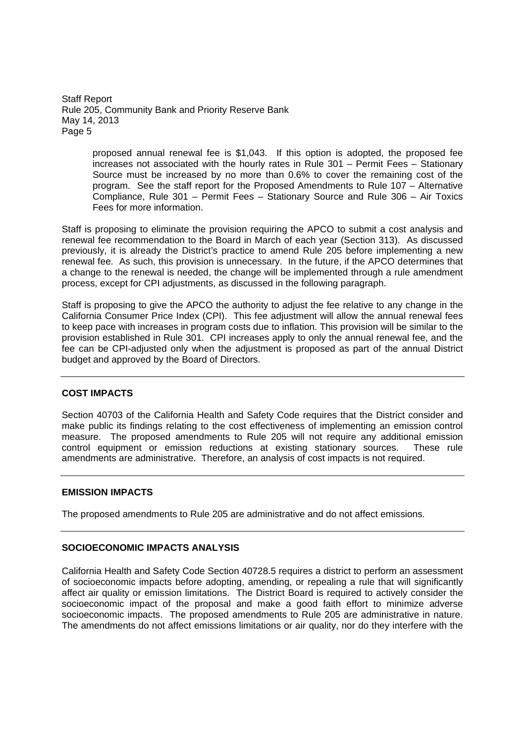proposed annual renewal fee is $1,043. If this option is adopted, the proposed fee increases not associated with the hourly rates in Rule 301 – Permit Fees – Stationary Source must be increased by no more than 0.6% to cover the remaining cost of the program. See the staff report for the Proposed Amendments to Rule 107 – Alternative Compliance, Rule 301 – Permit Fees – Stationary Source and Rule 306 – Air Toxics Fees for more information.

Staff is proposing to eliminate the provision requiring the APCO to submit a cost analysis and renewal fee recommendation to the Board in March of each year (Section 313). As discussed previously, it is already the District's practice to amend Rule 205 before implementing a new renewal fee. As such, this provision is unnecessary. In the future, if the APCO determines that a change to the renewal is needed, the change will be implemented through a rule amendment process, except for CPI adjustments, as discussed in the following paragraph.

Staff is proposing to give the APCO the authority to adjust the fee relative to any change in the California Consumer Price Index (CPI). This fee adjustment will allow the annual renewal fees to keep pace with increases in program costs due to inflation. This provision will be similar to the provision established in Rule 301. CPI increases apply to only the annual renewal fee, and the fee can be CPI-adjusted only when the adjustment is proposed as part of the annual District budget and approved by the Board of Directors.

## COST IMPACTS

Section 40703 of the California Health and Safety Code requires that the District consider and make public its findings relating to the cost effectiveness of implementing an emission control measure. The proposed amendments to Rule 205 will not require any additional emission control equipment or emission reductions at existing stationary sources. These rule amendments are administrative. Therefore, an analysis of cost impacts is not required.

## EMISSION IMPACTS

The proposed amendments to Rule 205 are administrative and do not affect emissions.

## SOCIOECONOMIC IMPACTS ANALYSIS

California Health and Safety Code Section 40728.5 requires a district to perform an assessment of socioeconomic impacts before adopting, amending, or repealing a rule that will significantly affect air quality or emission limitations. The District Board is required to actively consider the socioeconomic impact of the proposal and make a good faith effort to minimize adverse socioeconomic impacts. The proposed amendments to Rule 205 are administrative in nature. The amendments do not affect emissions limitations or air quality, nor do they interfere with the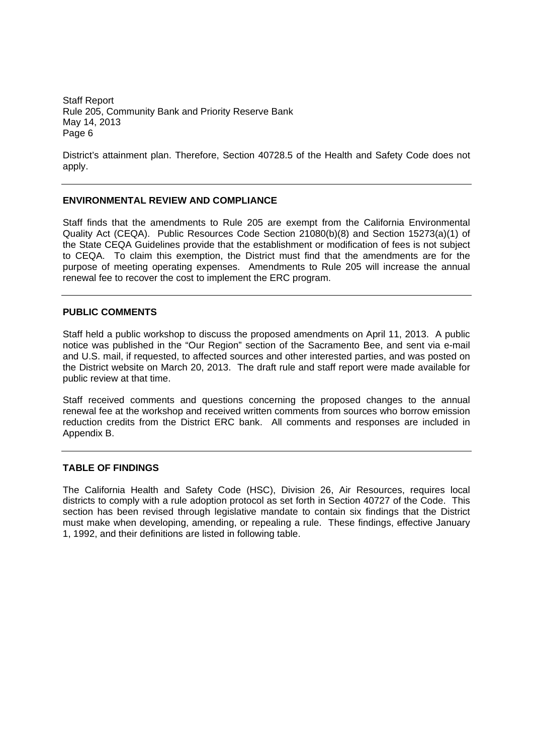District's attainment plan. Therefore, Section 40728.5 of the Health and Safety Code does not apply.

---

## ENVIRONMENTAL REVIEW AND COMPLIANCE

Staff finds that the amendments to Rule 205 are exempt from the California Environmental Quality Act (CEQA). Public Resources Code Section 21080(b)(8) and Section 15273(a)(1) of the State CEQA Guidelines provide that the establishment or modification of fees is not subject to CEQA. To claim this exemption, the District must find that the amendments are for the purpose of meeting operating expenses. Amendments to Rule 205 will increase the annual renewal fee to recover the cost to implement the ERC program.

---

## PUBLIC COMMENTS

Staff held a public workshop to discuss the proposed amendments on April 11, 2013. A public notice was published in the "Our Region" section of the Sacramento Bee, and sent via e-mail and U.S. mail, if requested, to affected sources and other interested parties, and was posted on the District website on March 20, 2013. The draft rule and staff report were made available for public review at that time.

Staff received comments and questions concerning the proposed changes to the annual renewal fee at the workshop and received written comments from sources who borrow emission reduction credits from the District ERC bank. All comments and responses are included in Appendix B.

---

## TABLE OF FINDINGS

The California Health and Safety Code (HSC), Division 26, Air Resources, requires local districts to comply with a rule adoption protocol as set forth in Section 40727 of the Code. This section has been revised through legislative mandate to contain six findings that the District must make when developing, amending, or repealing a rule. These findings, effective January 1, 1992, and their definitions are listed in following table.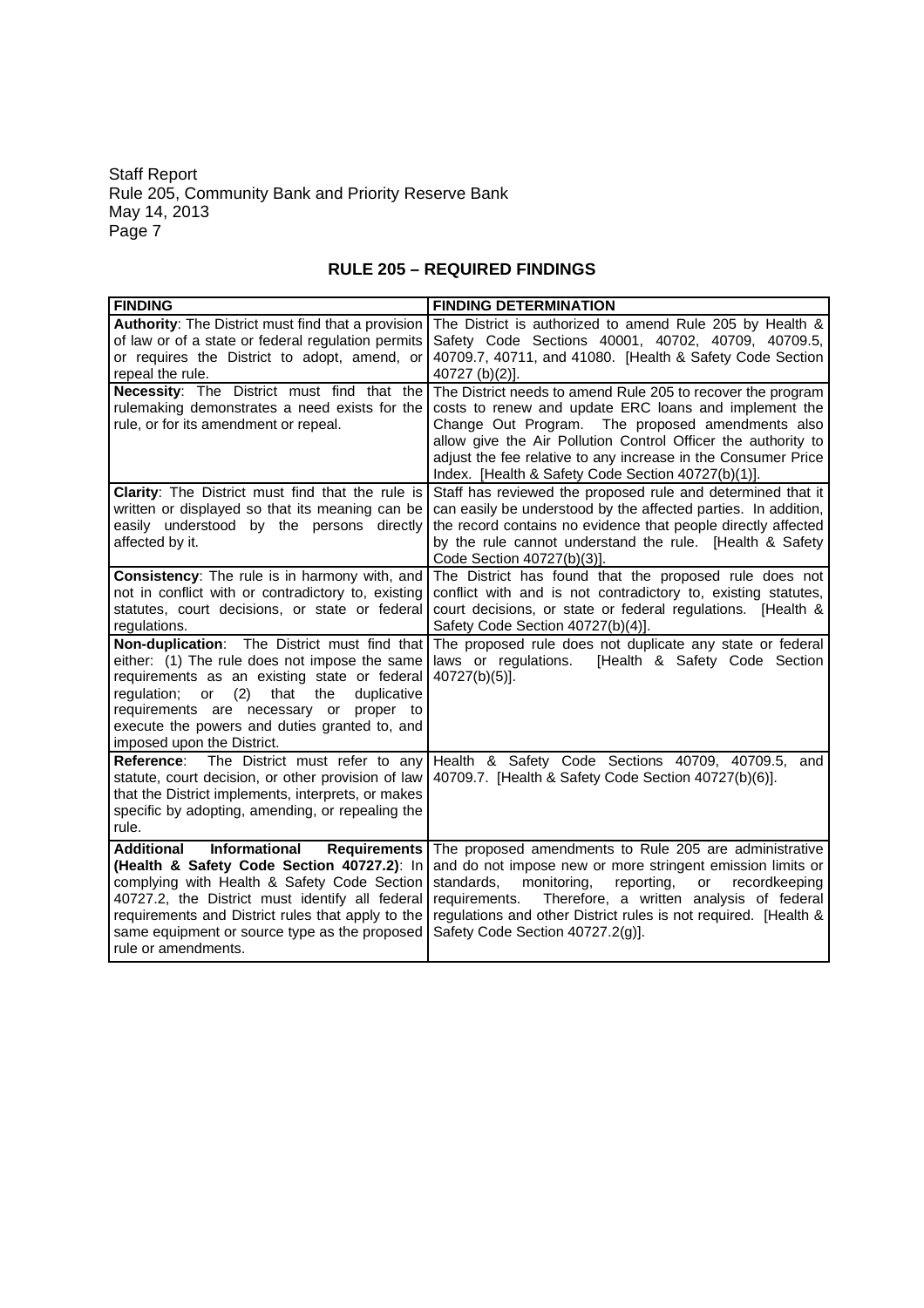## RULE 205 – REQUIRED FINDINGS

| FINDING | FINDING DETERMINATION |
|---|---|
| **Authority**: The District must find that a provision of law or of a state or federal regulation permits or requires the District to adopt, amend, or repeal the rule. | The District is authorized to amend Rule 205 by Health & Safety Code Sections 40001, 40702, 40709, 40709.5, 40709.7, 40711, and 41080. [Health & Safety Code Section 40727 (b)(2)]. |
| **Necessity**: The District must find that the rulemaking demonstrates a need exists for the rule, or for its amendment or repeal. | The District needs to amend Rule 205 to recover the program costs to renew and update ERC loans and implement the Change Out Program. The proposed amendments also allow give the Air Pollution Control Officer the authority to adjust the fee relative to any increase in the Consumer Price Index. [Health & Safety Code Section 40727(b)(1)]. |
| **Clarity**: The District must find that the rule is written or displayed so that its meaning can be easily understood by the persons directly affected by it. | Staff has reviewed the proposed rule and determined that it can easily be understood by the affected parties. In addition, the record contains no evidence that people directly affected by the rule cannot understand the rule. [Health & Safety Code Section 40727(b)(3)]. |
| **Consistency**: The rule is in harmony with, and not in conflict with or contradictory to, existing statutes, court decisions, or state or federal regulations. | The District has found that the proposed rule does not conflict with and is not contradictory to, existing statutes, court decisions, or state or federal regulations. [Health & Safety Code Section 40727(b)(4)]. |
| **Non-duplication**: The District must find that either: (1) The rule does not impose the same requirements as an existing state or federal regulation; or (2) that the duplicative requirements are necessary or proper to execute the powers and duties granted to, and imposed upon the District. | The proposed rule does not duplicate any state or federal laws or regulations. [Health & Safety Code Section 40727(b)(5)]. |
| **Reference**: The District must refer to any statute, court decision, or other provision of law that the District implements, interprets, or makes specific by adopting, amending, or repealing the rule. | Health & Safety Code Sections 40709, 40709.5, and 40709.7. [Health & Safety Code Section 40727(b)(6)]. |
| **Additional Informational Requirements (Health & Safety Code Section 40727.2)**: In complying with Health & Safety Code Section 40727.2, the District must identify all federal requirements and District rules that apply to the same equipment or source type as the proposed rule or amendments. | The proposed amendments to Rule 205 are administrative and do not impose new or more stringent emission limits or standards, monitoring, reporting, or recordkeeping requirements. Therefore, a written analysis of federal regulations and other District rules is not required. [Health & Safety Code Section 40727.2(g)]. |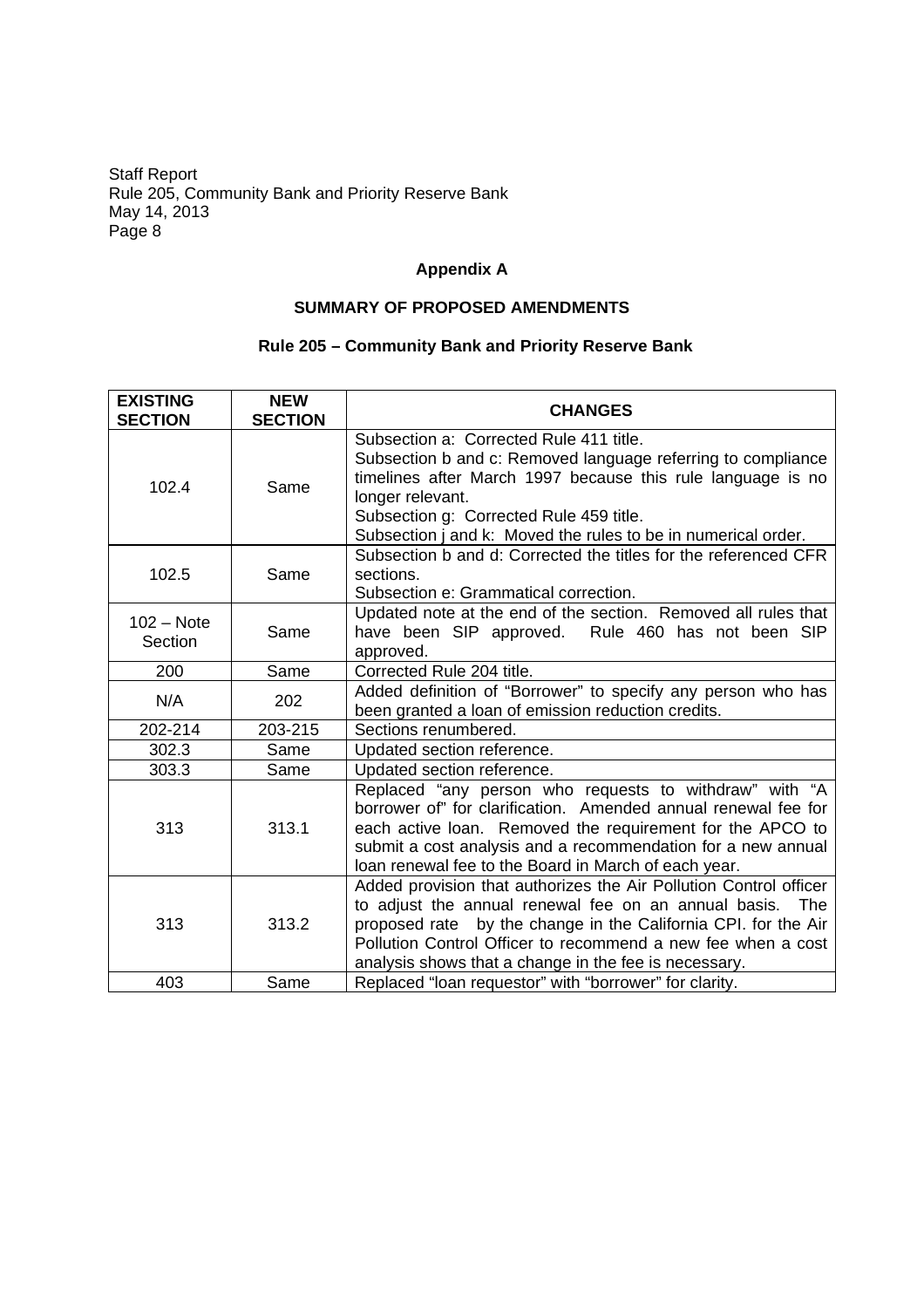## Appendix A

### SUMMARY OF PROPOSED AMENDMENTS

### Rule 205 – Community Bank and Priority Reserve Bank

| EXISTING SECTION | NEW SECTION | CHANGES |
|---|---|---|
| 102.4 | Same | Subsection a: Corrected Rule 411 title.<br>Subsection b and c: Removed language referring to compliance timelines after March 1997 because this rule language is no longer relevant.<br>Subsection g: Corrected Rule 459 title.<br>Subsection j and k: Moved the rules to be in numerical order. |
| 102.5 | Same | Subsection b and d: Corrected the titles for the referenced CFR sections.<br>Subsection e: Grammatical correction. |
| 102 – Note Section | Same | Updated note at the end of the section. Removed all rules that have been SIP approved. Rule 460 has not been SIP approved. |
| 200 | Same | Corrected Rule 204 title. |
| N/A | 202 | Added definition of "Borrower" to specify any person who has been granted a loan of emission reduction credits. |
| 202-214 | 203-215 | Sections renumbered. |
| 302.3 | Same | Updated section reference. |
| 303.3 | Same | Updated section reference. |
| 313 | 313.1 | Replaced "any person who requests to withdraw" with "A borrower of" for clarification. Amended annual renewal fee for each active loan. Removed the requirement for the APCO to submit a cost analysis and a recommendation for a new annual loan renewal fee to the Board in March of each year. |
| 313 | 313.2 | Added provision that authorizes the Air Pollution Control officer to adjust the annual renewal fee on an annual basis. The proposed rate by the change in the California CPI. for the Air Pollution Control Officer to recommend a new fee when a cost analysis shows that a change in the fee is necessary. |
| 403 | Same | Replaced "loan requestor" with "borrower" for clarity. |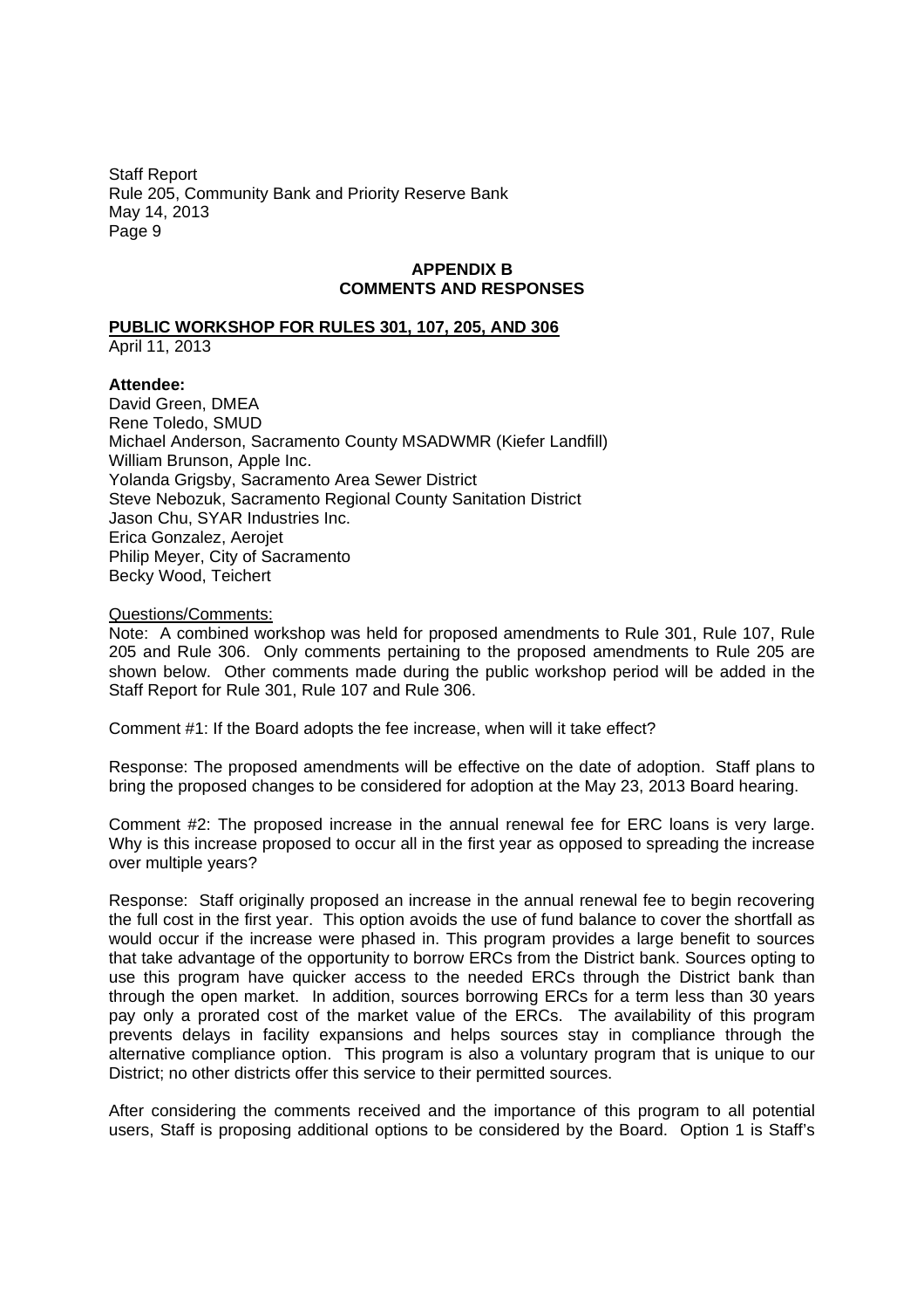## APPENDIX B
## COMMENTS AND RESPONSES

**PUBLIC WORKSHOP FOR RULES 301, 107, 205, AND 306**

April 11, 2013

**Attendee:**

David Green, DMEA
Rene Toledo, SMUD
Michael Anderson, Sacramento County MSADWMR (Kiefer Landfill)
William Brunson, Apple Inc.
Yolanda Grigsby, Sacramento Area Sewer District
Steve Nebozuk, Sacramento Regional County Sanitation District
Jason Chu, SYAR Industries Inc.
Erica Gonzalez, Aerojet
Philip Meyer, City of Sacramento
Becky Wood, Teichert

Questions/Comments:

Note: A combined workshop was held for proposed amendments to Rule 301, Rule 107, Rule 205 and Rule 306. Only comments pertaining to the proposed amendments to Rule 205 are shown below. Other comments made during the public workshop period will be added in the Staff Report for Rule 301, Rule 107 and Rule 306.

Comment #1: If the Board adopts the fee increase, when will it take effect?

Response: The proposed amendments will be effective on the date of adoption. Staff plans to bring the proposed changes to be considered for adoption at the May 23, 2013 Board hearing.

Comment #2: The proposed increase in the annual renewal fee for ERC loans is very large. Why is this increase proposed to occur all in the first year as opposed to spreading the increase over multiple years?

Response: Staff originally proposed an increase in the annual renewal fee to begin recovering the full cost in the first year. This option avoids the use of fund balance to cover the shortfall as would occur if the increase were phased in. This program provides a large benefit to sources that take advantage of the opportunity to borrow ERCs from the District bank. Sources opting to use this program have quicker access to the needed ERCs through the District bank than through the open market. In addition, sources borrowing ERCs for a term less than 30 years pay only a prorated cost of the market value of the ERCs. The availability of this program prevents delays in facility expansions and helps sources stay in compliance through the alternative compliance option. This program is also a voluntary program that is unique to our District; no other districts offer this service to their permitted sources.

After considering the comments received and the importance of this program to all potential users, Staff is proposing additional options to be considered by the Board. Option 1 is Staff's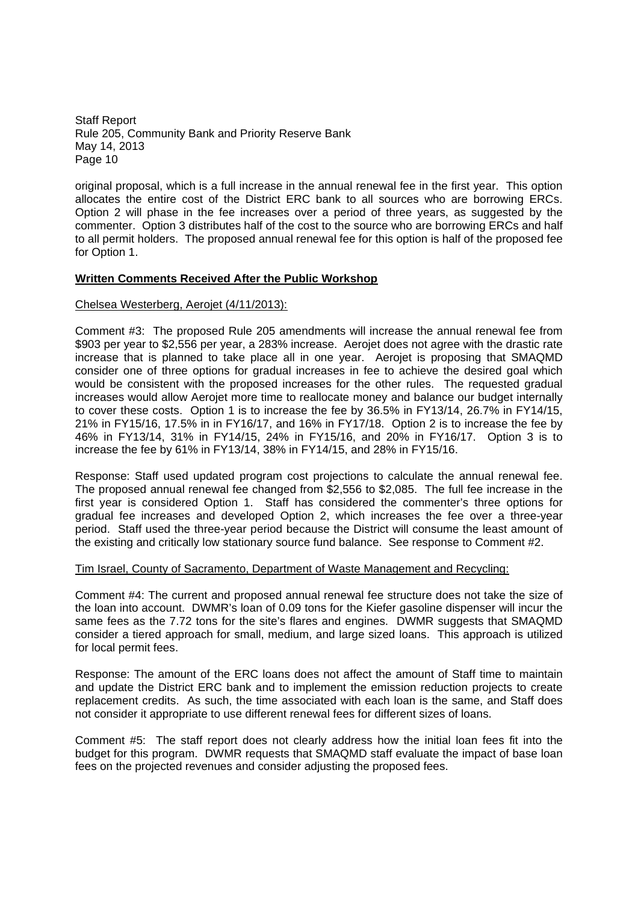original proposal, which is a full increase in the annual renewal fee in the first year. This option allocates the entire cost of the District ERC bank to all sources who are borrowing ERCs. Option 2 will phase in the fee increases over a period of three years, as suggested by the commenter. Option 3 distributes half of the cost to the source who are borrowing ERCs and half to all permit holders. The proposed annual renewal fee for this option is half of the proposed fee for Option 1.

**Written Comments Received After the Public Workshop**

Chelsea Westerberg, Aerojet (4/11/2013):

Comment #3: The proposed Rule 205 amendments will increase the annual renewal fee from $903 per year to $2,556 per year, a 283% increase. Aerojet does not agree with the drastic rate increase that is planned to take place all in one year. Aerojet is proposing that SMAQMD consider one of three options for gradual increases in fee to achieve the desired goal which would be consistent with the proposed increases for the other rules. The requested gradual increases would allow Aerojet more time to reallocate money and balance our budget internally to cover these costs. Option 1 is to increase the fee by 36.5% in FY13/14, 26.7% in FY14/15, 21% in FY15/16, 17.5% in in FY16/17, and 16% in FY17/18. Option 2 is to increase the fee by 46% in FY13/14, 31% in FY14/15, 24% in FY15/16, and 20% in FY16/17. Option 3 is to increase the fee by 61% in FY13/14, 38% in FY14/15, and 28% in FY15/16.

Response: Staff used updated program cost projections to calculate the annual renewal fee. The proposed annual renewal fee changed from $2,556 to $2,085. The full fee increase in the first year is considered Option 1. Staff has considered the commenter's three options for gradual fee increases and developed Option 2, which increases the fee over a three-year period. Staff used the three-year period because the District will consume the least amount of the existing and critically low stationary source fund balance. See response to Comment #2.

Tim Israel, County of Sacramento, Department of Waste Management and Recycling:

Comment #4: The current and proposed annual renewal fee structure does not take the size of the loan into account. DWMR's loan of 0.09 tons for the Kiefer gasoline dispenser will incur the same fees as the 7.72 tons for the site's flares and engines. DWMR suggests that SMAQMD consider a tiered approach for small, medium, and large sized loans. This approach is utilized for local permit fees.

Response: The amount of the ERC loans does not affect the amount of Staff time to maintain and update the District ERC bank and to implement the emission reduction projects to create replacement credits. As such, the time associated with each loan is the same, and Staff does not consider it appropriate to use different renewal fees for different sizes of loans.

Comment #5: The staff report does not clearly address how the initial loan fees fit into the budget for this program. DWMR requests that SMAQMD staff evaluate the impact of base loan fees on the projected revenues and consider adjusting the proposed fees.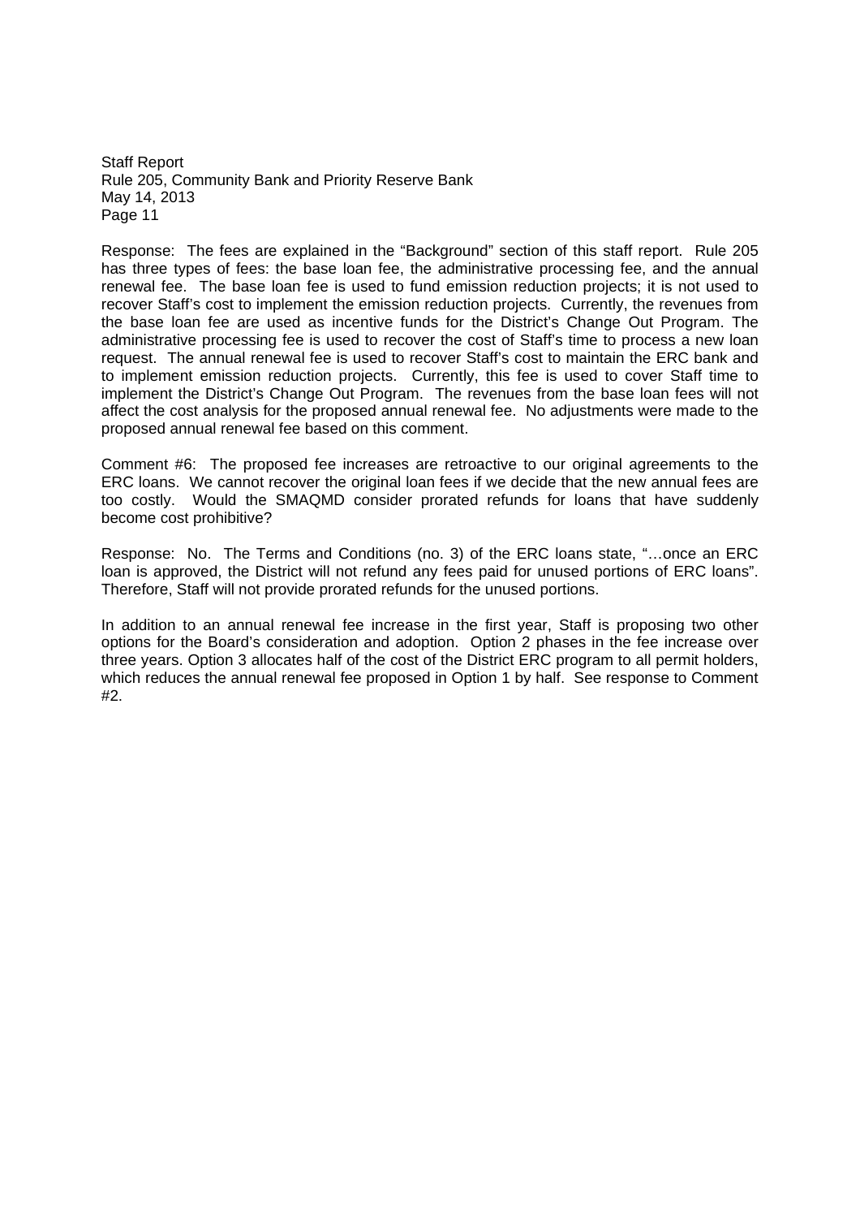Response: The fees are explained in the "Background" section of this staff report. Rule 205 has three types of fees: the base loan fee, the administrative processing fee, and the annual renewal fee. The base loan fee is used to fund emission reduction projects; it is not used to recover Staff's cost to implement the emission reduction projects. Currently, the revenues from the base loan fee are used as incentive funds for the District's Change Out Program. The administrative processing fee is used to recover the cost of Staff's time to process a new loan request. The annual renewal fee is used to recover Staff's cost to maintain the ERC bank and to implement emission reduction projects. Currently, this fee is used to cover Staff time to implement the District's Change Out Program. The revenues from the base loan fees will not affect the cost analysis for the proposed annual renewal fee. No adjustments were made to the proposed annual renewal fee based on this comment.

Comment #6: The proposed fee increases are retroactive to our original agreements to the ERC loans. We cannot recover the original loan fees if we decide that the new annual fees are too costly. Would the SMAQMD consider prorated refunds for loans that have suddenly become cost prohibitive?

Response: No. The Terms and Conditions (no. 3) of the ERC loans state, "…once an ERC loan is approved, the District will not refund any fees paid for unused portions of ERC loans". Therefore, Staff will not provide prorated refunds for the unused portions.

In addition to an annual renewal fee increase in the first year, Staff is proposing two other options for the Board's consideration and adoption. Option 2 phases in the fee increase over three years. Option 3 allocates half of the cost of the District ERC program to all permit holders, which reduces the annual renewal fee proposed in Option 1 by half. See response to Comment #2.